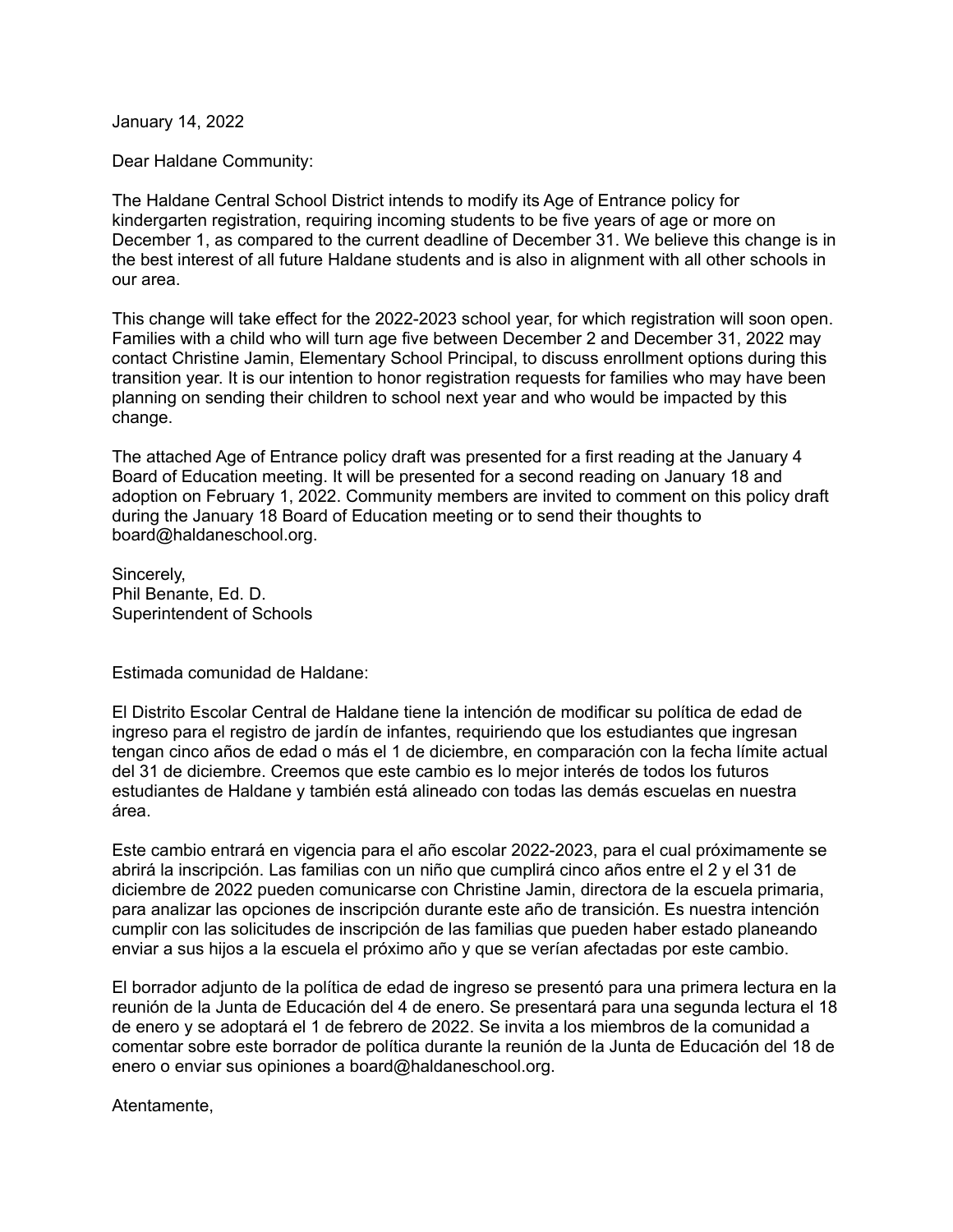January 14, 2022

Dear Haldane Community:

The Haldane Central School District intends to modify its Age of Entrance policy for kindergarten registration, requiring incoming students to be five years of age or more on December 1, as compared to the current deadline of December 31. We believe this change is in the best interest of all future Haldane students and is also in alignment with all other schools in our area.

This change will take effect for the 2022-2023 school year, for which registration will soon open. Families with a child who will turn age five between December 2 and December 31, 2022 may contact Christine Jamin, Elementary School Principal, to discuss enrollment options during this transition year. It is our intention to honor registration requests for families who may have been planning on sending their children to school next year and who would be impacted by this change.

The attached Age of Entrance policy draft was presented for a first reading at the January 4 Board of Education meeting. It will be presented for a second reading on January 18 and adoption on February 1, 2022. Community members are invited to comment on this policy draft during the January 18 Board of Education meeting or to send their thoughts to board@haldaneschool.org.

Sincerely,
Phil Benante, Ed. D.
Superintendent of Schools

Estimada comunidad de Haldane:

El Distrito Escolar Central de Haldane tiene la intención de modificar su política de edad de ingreso para el registro de jardín de infantes, requiriendo que los estudiantes que ingresan tengan cinco años de edad o más el 1 de diciembre, en comparación con la fecha límite actual del 31 de diciembre. Creemos que este cambio es lo mejor interés de todos los futuros estudiantes de Haldane y también está alineado con todas las demás escuelas en nuestra área.

Este cambio entrará en vigencia para el año escolar 2022-2023, para el cual próximamente se abrirá la inscripción. Las familias con un niño que cumplirá cinco años entre el 2 y el 31 de diciembre de 2022 pueden comunicarse con Christine Jamin, directora de la escuela primaria, para analizar las opciones de inscripción durante este año de transición. Es nuestra intención cumplir con las solicitudes de inscripción de las familias que pueden haber estado planeando enviar a sus hijos a la escuela el próximo año y que se verían afectadas por este cambio.

El borrador adjunto de la política de edad de ingreso se presentó para una primera lectura en la reunión de la Junta de Educación del 4 de enero. Se presentará para una segunda lectura el 18 de enero y se adoptará el 1 de febrero de 2022. Se invita a los miembros de la comunidad a comentar sobre este borrador de política durante la reunión de la Junta de Educación del 18 de enero o enviar sus opiniones a board@haldaneschool.org.

Atentamente,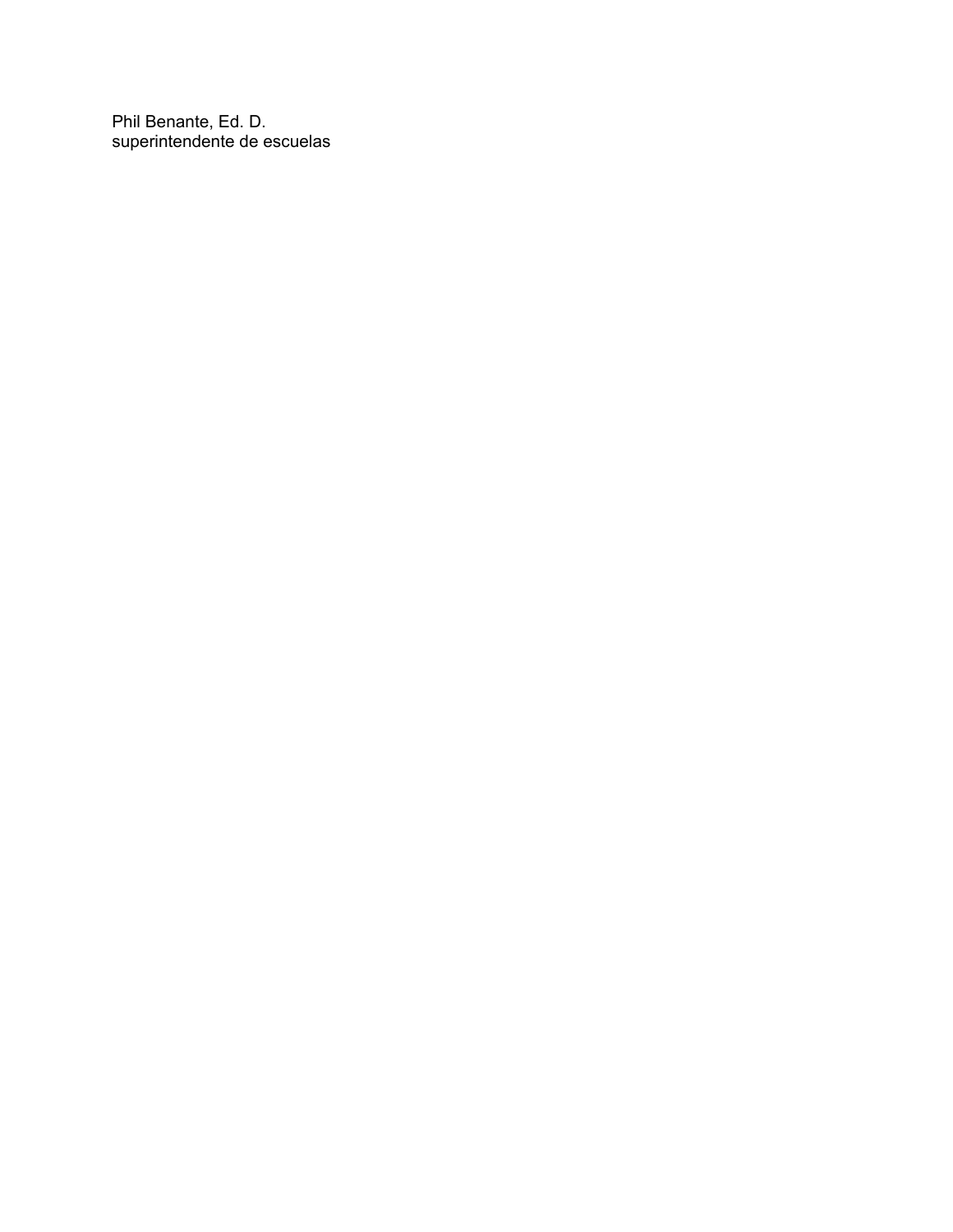Phil Benante, Ed. D.
superintendente de escuelas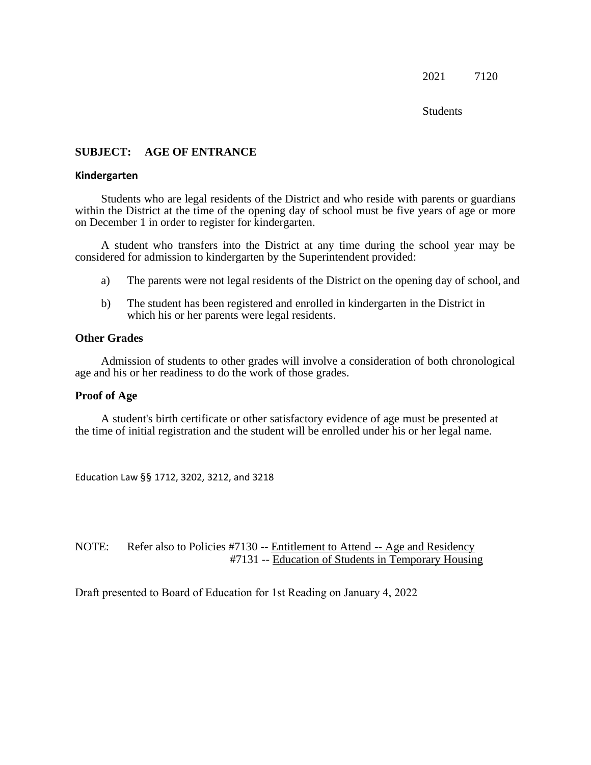2021 7120

Students

## SUBJECT: AGE OF ENTRANCE

### Kindergarten

Students who are legal residents of the District and who reside with parents or guardians within the District at the time of the opening day of school must be five years of age or more on December 1 in order to register for kindergarten.

A student who transfers into the District at any time during the school year may be considered for admission to kindergarten by the Superintendent provided:

a) The parents were not legal residents of the District on the opening day of school, and

b) The student has been registered and enrolled in kindergarten in the District in which his or her parents were legal residents.

### Other Grades

Admission of students to other grades will involve a consideration of both chronological age and his or her readiness to do the work of those grades.

### Proof of Age

A student's birth certificate or other satisfactory evidence of age must be presented at the time of initial registration and the student will be enrolled under his or her legal name.

Education Law §§ 1712, 3202, 3212, and 3218

NOTE: Refer also to Policies #7130 -- Entitlement to Attend -- Age and Residency
#7131 -- Education of Students in Temporary Housing

Draft presented to Board of Education for 1st Reading on January 4, 2022